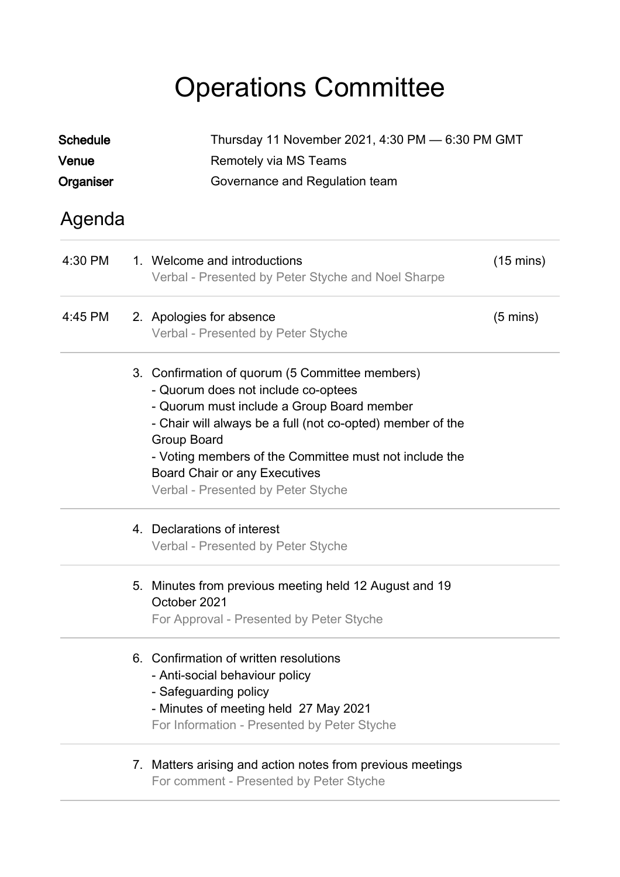# Operations Committee

**Schedule** Thursday 11 November 2021, 4:30 PM — 6:30 PM GMT
**Venue** Remotely via MS Teams
**Organiser** Governance and Regulation team

## Agenda

| | | |
|---|---|---|
| 4:30 PM | 1. Welcome and introductions<br>Verbal - Presented by Peter Styche and Noel Sharpe | (15 mins) |
| 4:45 PM | 2. Apologies for absence<br>Verbal - Presented by Peter Styche | (5 mins) |
| | 3. Confirmation of quorum (5 Committee members)<br>- Quorum does not include co-optees<br>- Quorum must include a Group Board member<br>- Chair will always be a full (not co-opted) member of the Group Board<br>- Voting members of the Committee must not include the Board Chair or any Executives<br>Verbal - Presented by Peter Styche | |
| | 4. Declarations of interest<br>Verbal - Presented by Peter Styche | |
| | 5. Minutes from previous meeting held 12 August and 19 October 2021<br>For Approval - Presented by Peter Styche | |
| | 6. Confirmation of written resolutions<br>- Anti-social behaviour policy<br>- Safeguarding policy<br>- Minutes of meeting held 27 May 2021<br>For Information - Presented by Peter Styche | |
| | 7. Matters arising and action notes from previous meetings<br>For comment - Presented by Peter Styche | |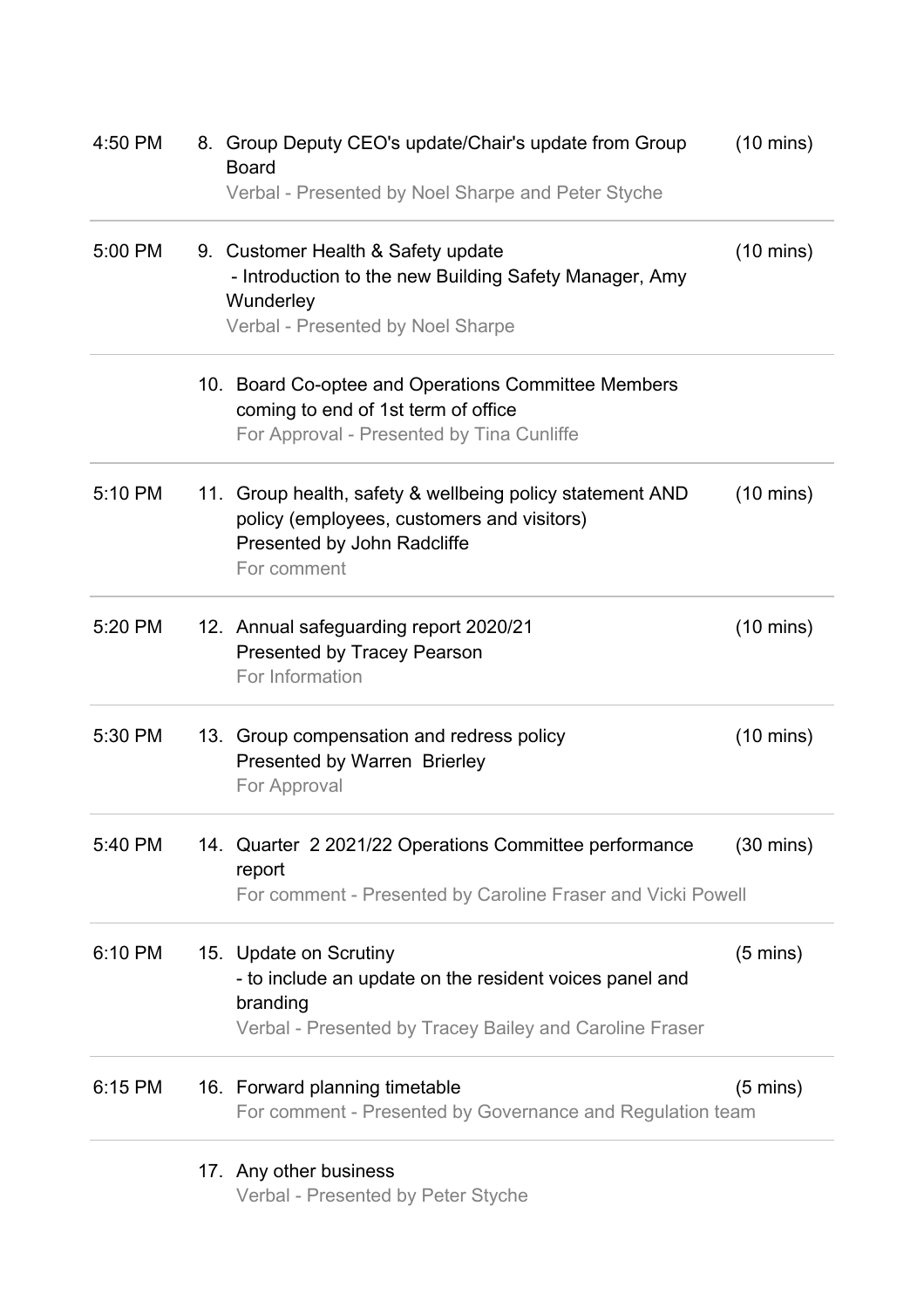| Time | Item | Duration |
|---|---|---|
| 4:50 PM | 8. Group Deputy CEO's update/Chair's update from Group Board<br>Verbal - Presented by Noel Sharpe and Peter Styche | (10 mins) |
| 5:00 PM | 9. Customer Health & Safety update<br>- Introduction to the new Building Safety Manager, Amy Wunderley<br>Verbal - Presented by Noel Sharpe | (10 mins) |
| | 10. Board Co-optee and Operations Committee Members coming to end of 1st term of office<br>For Approval - Presented by Tina Cunliffe | |
| 5:10 PM | 11. Group health, safety & wellbeing policy statement AND policy (employees, customers and visitors)<br>Presented by John Radcliffe<br>For comment | (10 mins) |
| 5:20 PM | 12. Annual safeguarding report 2020/21<br>Presented by Tracey Pearson<br>For Information | (10 mins) |
| 5:30 PM | 13. Group compensation and redress policy<br>Presented by Warren Brierley<br>For Approval | (10 mins) |
| 5:40 PM | 14. Quarter 2 2021/22 Operations Committee performance report<br>For comment - Presented by Caroline Fraser and Vicki Powell | (30 mins) |
| 6:10 PM | 15. Update on Scrutiny<br>- to include an update on the resident voices panel and branding<br>Verbal - Presented by Tracey Bailey and Caroline Fraser | (5 mins) |
| 6:15 PM | 16. Forward planning timetable<br>For comment - Presented by Governance and Regulation team | (5 mins) |
| | 17. Any other business<br>Verbal - Presented by Peter Styche | |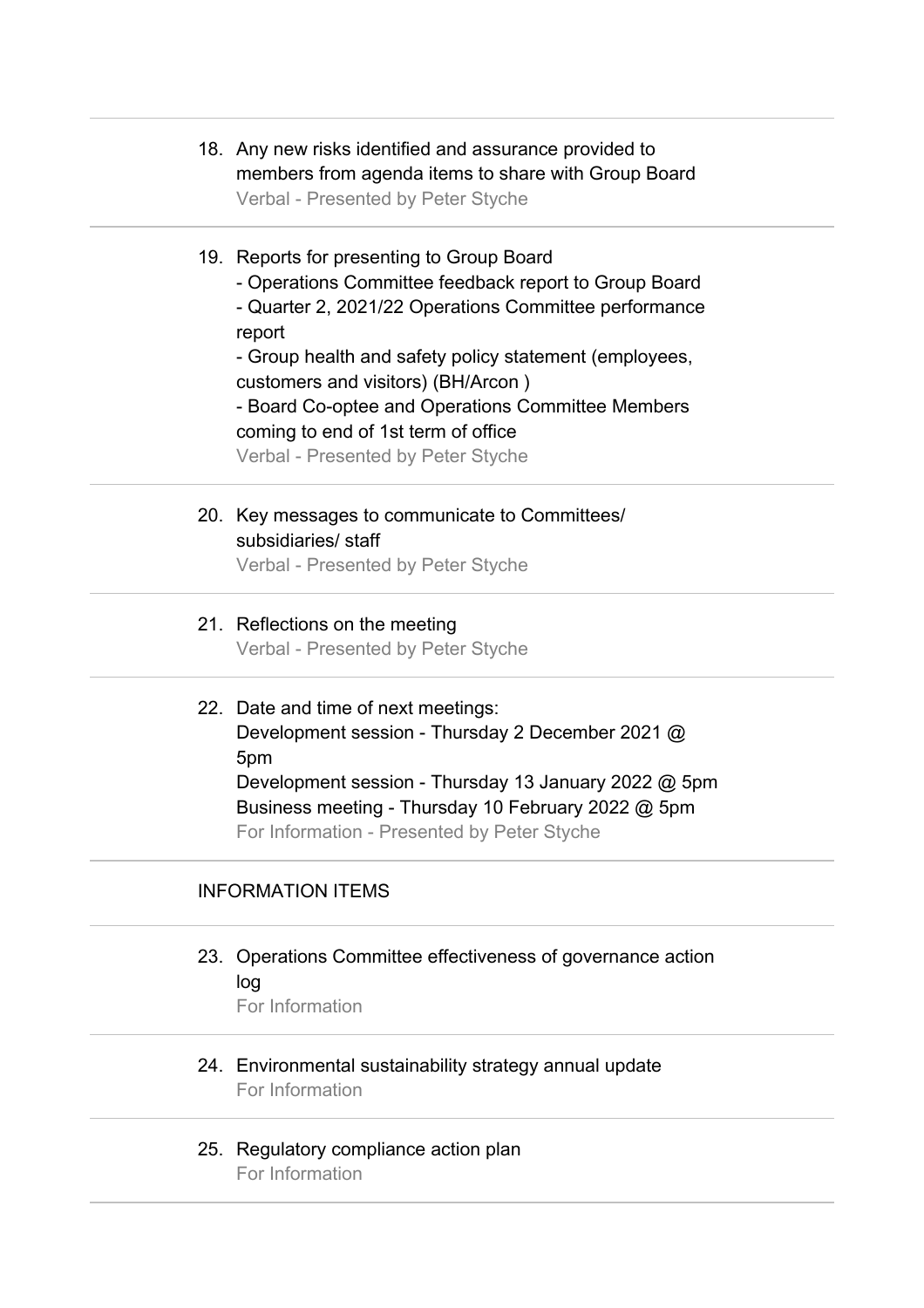18. Any new risks identified and assurance provided to members from agenda items to share with Group Board
    Verbal - Presented by Peter Styche

19. Reports for presenting to Group Board
    - Operations Committee feedback report to Group Board
    - Quarter 2, 2021/22 Operations Committee performance report
    - Group health and safety policy statement (employees, customers and visitors) (BH/Arcon )
    - Board Co-optee and Operations Committee Members coming to end of 1st term of office
    
    Verbal - Presented by Peter Styche

20. Key messages to communicate to Committees/ subsidiaries/ staff
    Verbal - Presented by Peter Styche

21. Reflections on the meeting
    Verbal - Presented by Peter Styche

22. Date and time of next meetings:
    Development session - Thursday 2 December 2021 @ 5pm
    Development session - Thursday 13 January 2022 @ 5pm
    Business meeting - Thursday 10 February 2022 @ 5pm
    For Information - Presented by Peter Styche

INFORMATION ITEMS

23. Operations Committee effectiveness of governance action log
    For Information

24. Environmental sustainability strategy annual update
    For Information

25. Regulatory compliance action plan
    For Information